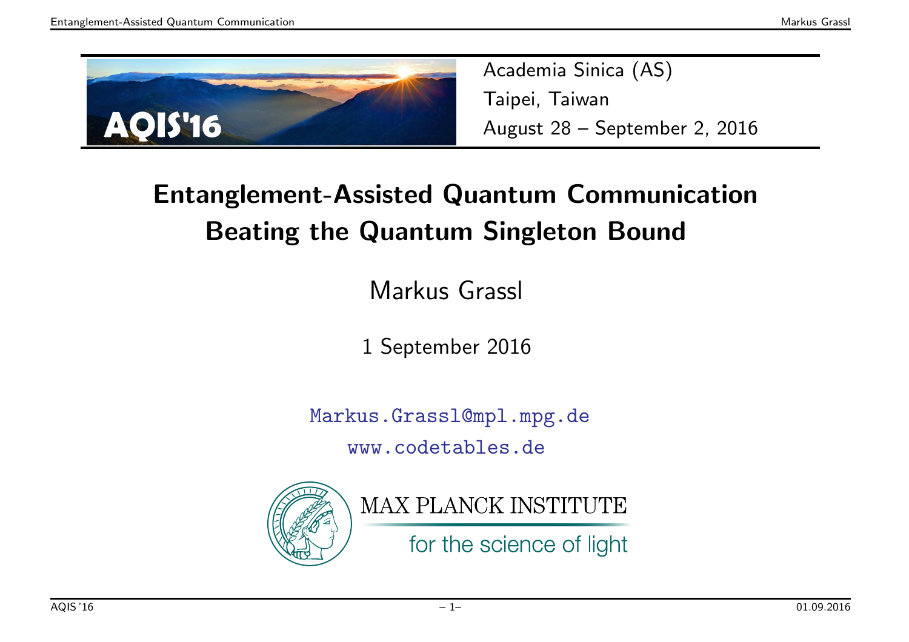AQIS'16

Academia Sinica (AS)
Taipei, Taiwan
August 28 – September 2, 2016

# Entanglement-Assisted Quantum Communication Beating the Quantum Singleton Bound

Markus Grassl

1 September 2016

Markus.Grassl@mpl.mpg.de
www.codetables.de

MAX PLANCK INSTITUTE
for the science of light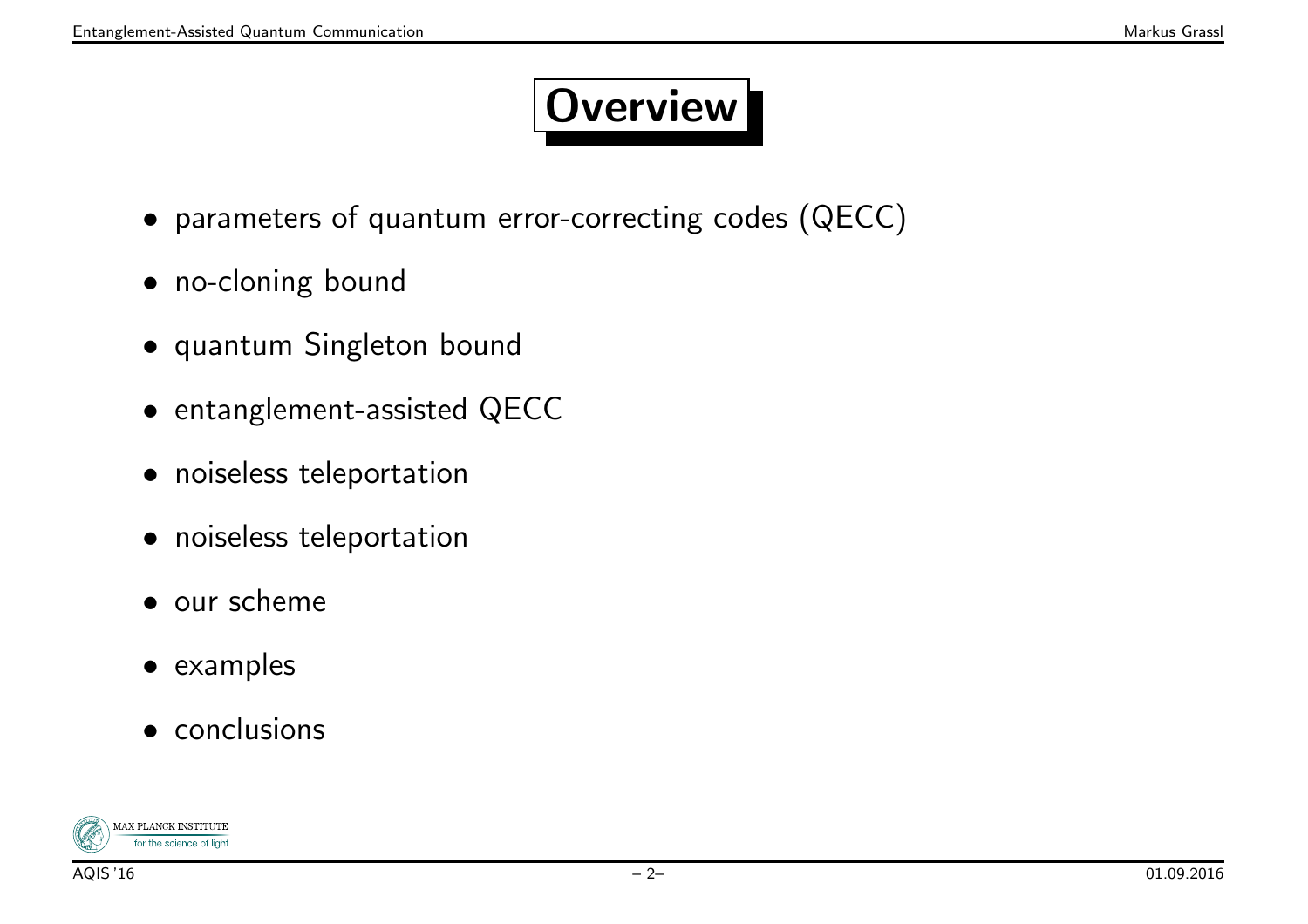# Overview

- parameters of quantum error-correcting codes (QECC)
- no-cloning bound
- quantum Singleton bound
- entanglement-assisted QECC
- noiseless teleportation
- noiseless teleportation
- our scheme
- examples
- conclusions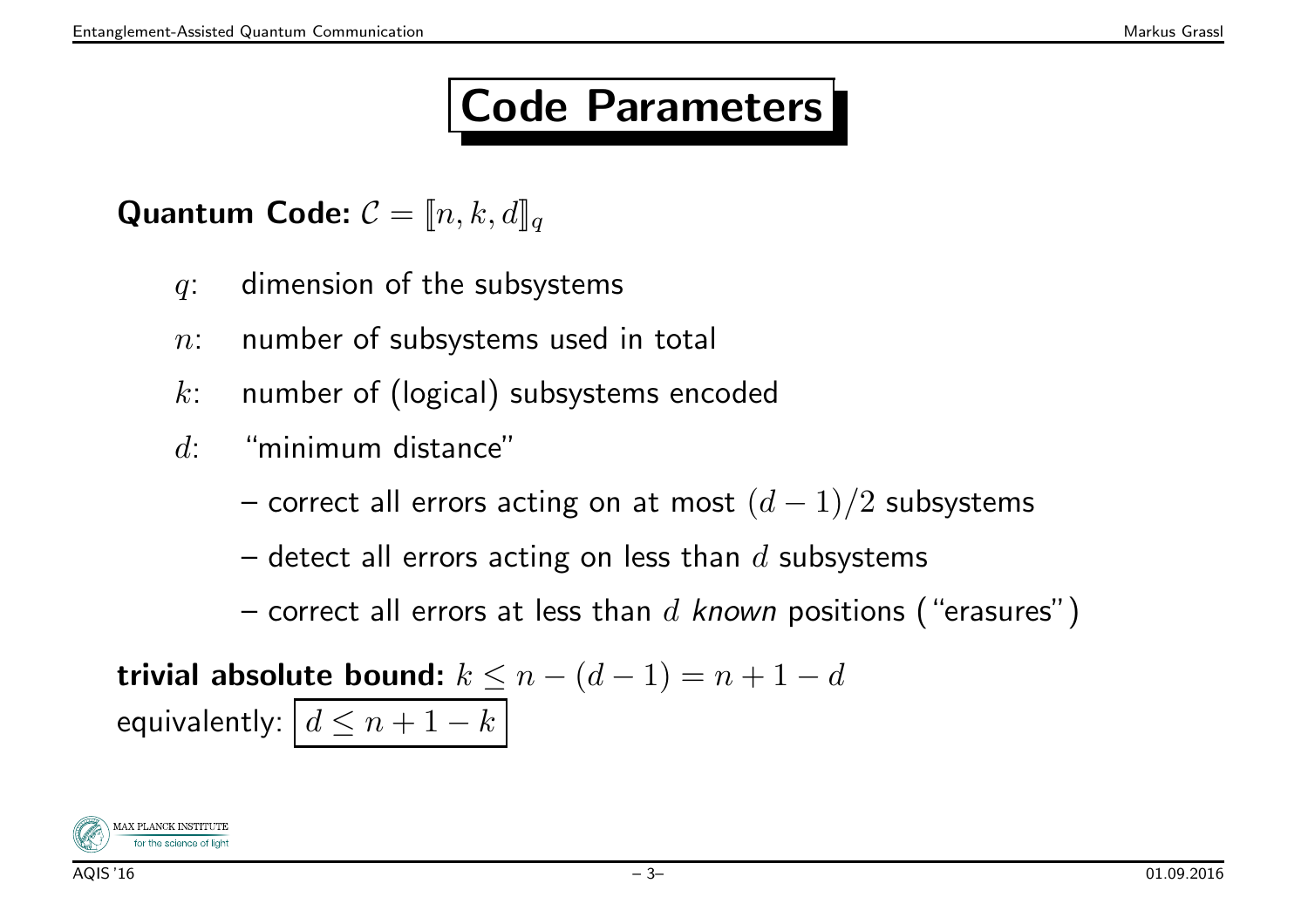# Code Parameters

**Quantum Code:** $\mathcal{C} = [\![n, k, d]\!]_q$

- $q$: dimension of the subsystems
- $n$: number of subsystems used in total
- $k$: number of (logical) subsystems encoded
- $d$: "minimum distance"
  - correct all errors acting on at most $(d-1)/2$ subsystems
  - detect all errors acting on less than $d$ subsystems
  - correct all errors at less than $d$ *known* positions ("erasures")

**trivial absolute bound:** $k \le n - (d-1) = n + 1 - d$

equivalently: $\boxed{d \le n + 1 - k}$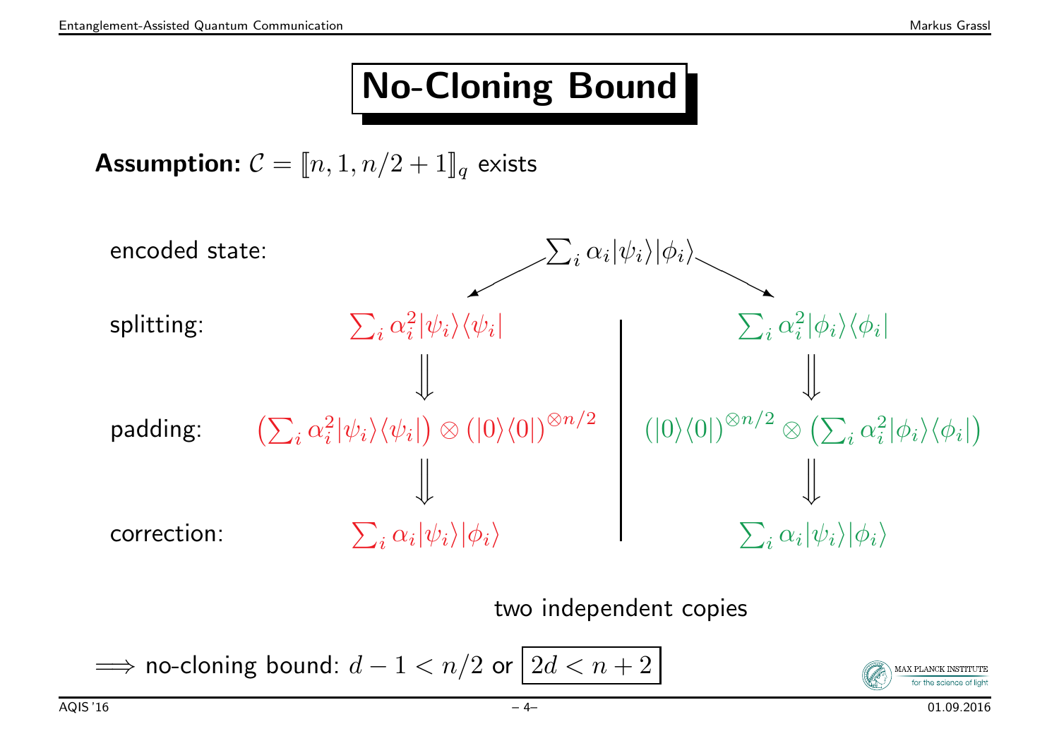# No-Cloning Bound

**Assumption:** $\mathcal{C} = [\![n, 1, n/2+1]\!]_q$ exists

encoded state: $\sum_i \alpha_i |\psi_i\rangle|\phi_i\rangle$

| | | |
|---|---|---|
| splitting: | $\sum_i \alpha_i^2 |\psi_i\rangle\langle\psi_i|$ | $\sum_i \alpha_i^2 |\phi_i\rangle\langle\phi_i|$ |
| | $\Downarrow$ | $\Downarrow$ |
| padding: | $\left(\sum_i \alpha_i^2 |\psi_i\rangle\langle\psi_i|\right) \otimes (|0\rangle\langle 0|)^{\otimes n/2}$ | $(|0\rangle\langle 0|)^{\otimes n/2} \otimes \left(\sum_i \alpha_i^2 |\phi_i\rangle\langle\phi_i|\right)$ |
| | $\Downarrow$ | $\Downarrow$ |
| correction: | $\sum_i \alpha_i |\psi_i\rangle|\phi_i\rangle$ | $\sum_i \alpha_i |\psi_i\rangle|\phi_i\rangle$ |

two independent copies

$\Longrightarrow$ no-cloning bound: $d - 1 < n/2$ or $\boxed{2d < n + 2}$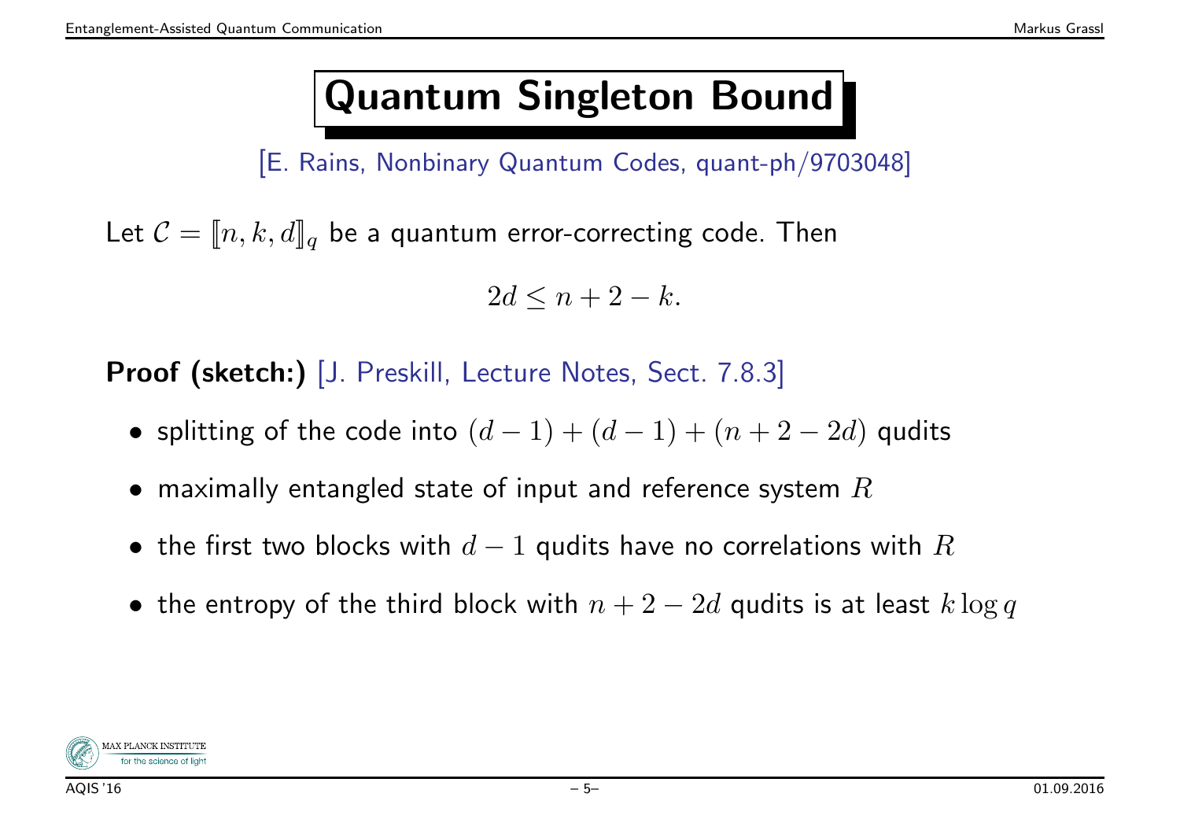# Quantum Singleton Bound

[E. Rains, Nonbinary Quantum Codes, quant-ph/9703048]

Let $\mathcal{C} = [\![n, k, d]\!]_q$ be a quantum error-correcting code. Then

$$2d \leq n + 2 - k.$$

**Proof (sketch:)** [J. Preskill, Lecture Notes, Sect. 7.8.3]

- splitting of the code into $(d-1) + (d-1) + (n+2-2d)$ qudits
- maximally entangled state of input and reference system $R$
- the first two blocks with $d-1$ qudits have no correlations with $R$
- the entropy of the third block with $n+2-2d$ qudits is at least $k \log q$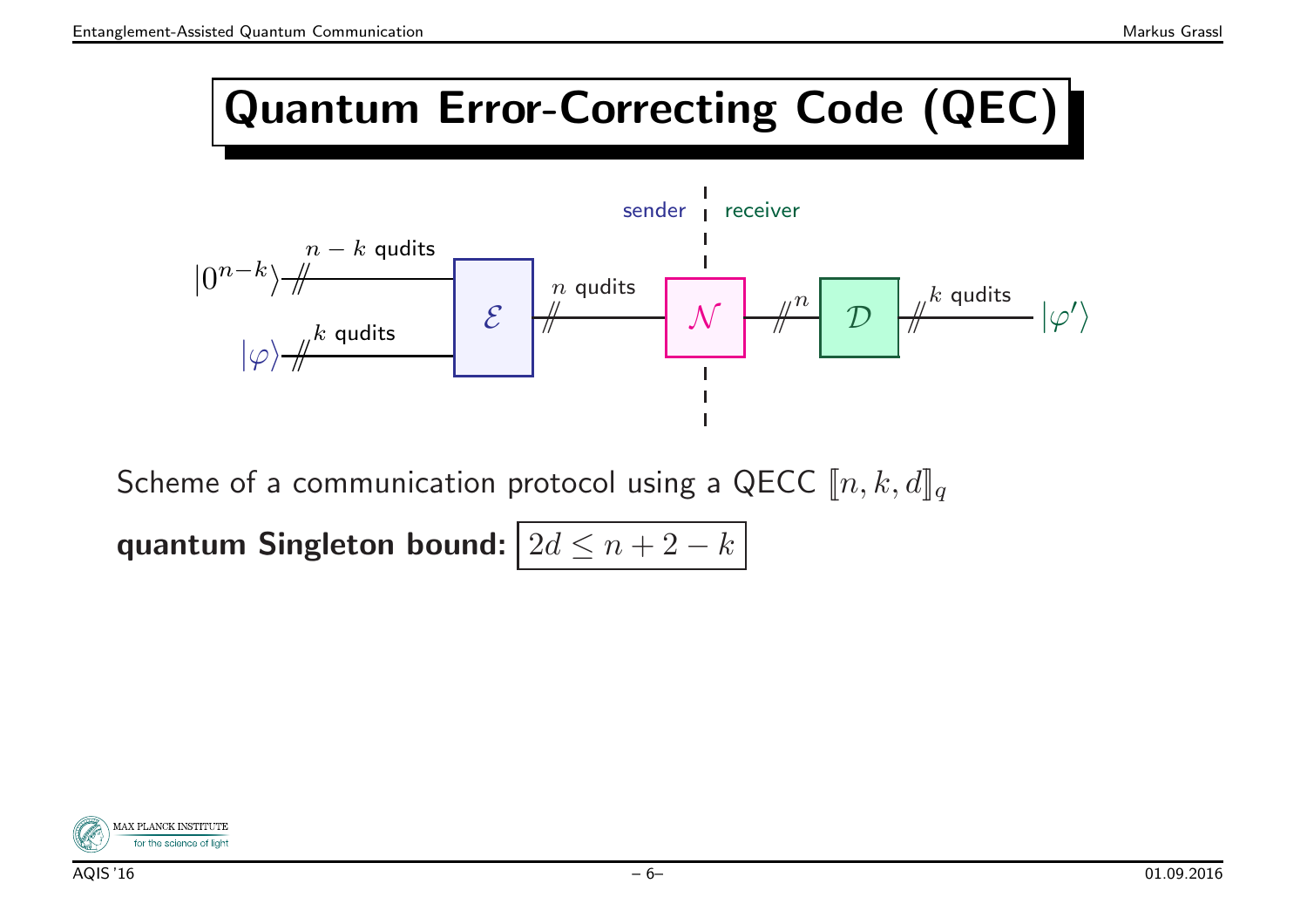# Quantum Error-Correcting Code (QEC)

Scheme of a communication protocol using a QECC $[\![n, k, d]\!]_q$

**quantum Singleton bound:** $2d \leq n + 2 - k$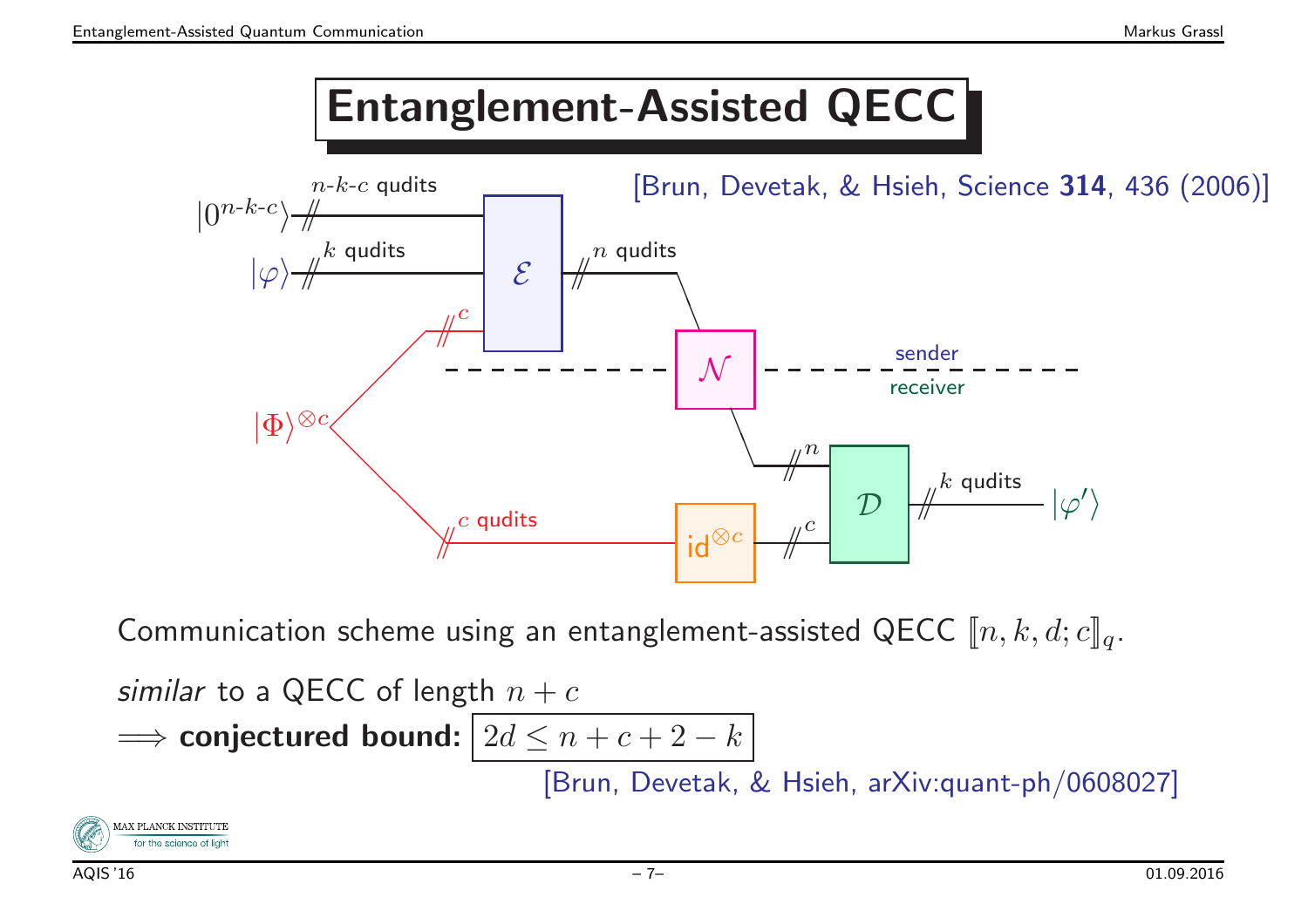# Entanglement-Assisted QECC

[Brun, Devetak, & Hsieh, Science **314**, 436 (2006)]

$|0^{n\text{-}k\text{-}c}\rangle$ — $n$-$k$-$c$ qudits

$|\varphi\rangle$ — $k$ qudits

$|\Phi\rangle^{\otimes c}$ — $c$ — $c$ qudits

$\mathcal{E}$ — $n$ qudits — $\mathcal{N}$

sender

receiver

$\text{id}^{\otimes c}$ — $c$

$n$ — $\mathcal{D}$ — $k$ qudits — $|\varphi'\rangle$

Communication scheme using an entanglement-assisted QECC $[\![n, k, d; c]\!]_q$.

*similar* to a QECC of length $n + c$

$\Longrightarrow$ **conjectured bound:** $\boxed{2d \leq n + c + 2 - k}$

[Brun, Devetak, & Hsieh, arXiv:quant-ph/0608027]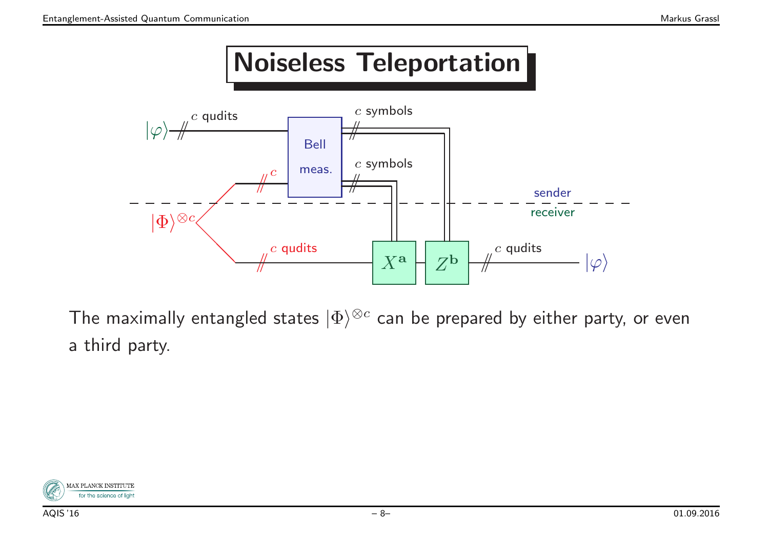# Noiseless Teleportation

The maximally entangled states $|\Phi\rangle^{\otimes c}$ can be prepared by either party, or even a third party.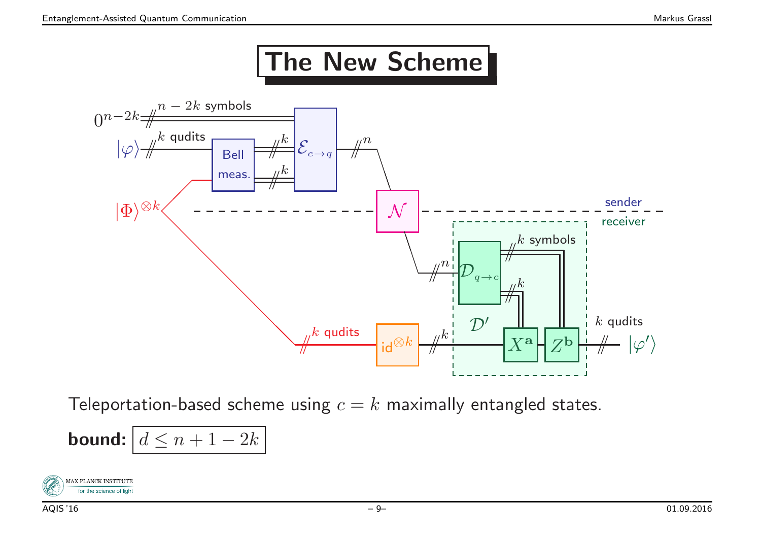# The New Scheme

Teleportation-based scheme using $c = k$ maximally entangled states.

**bound:** $d \leq n + 1 - 2k$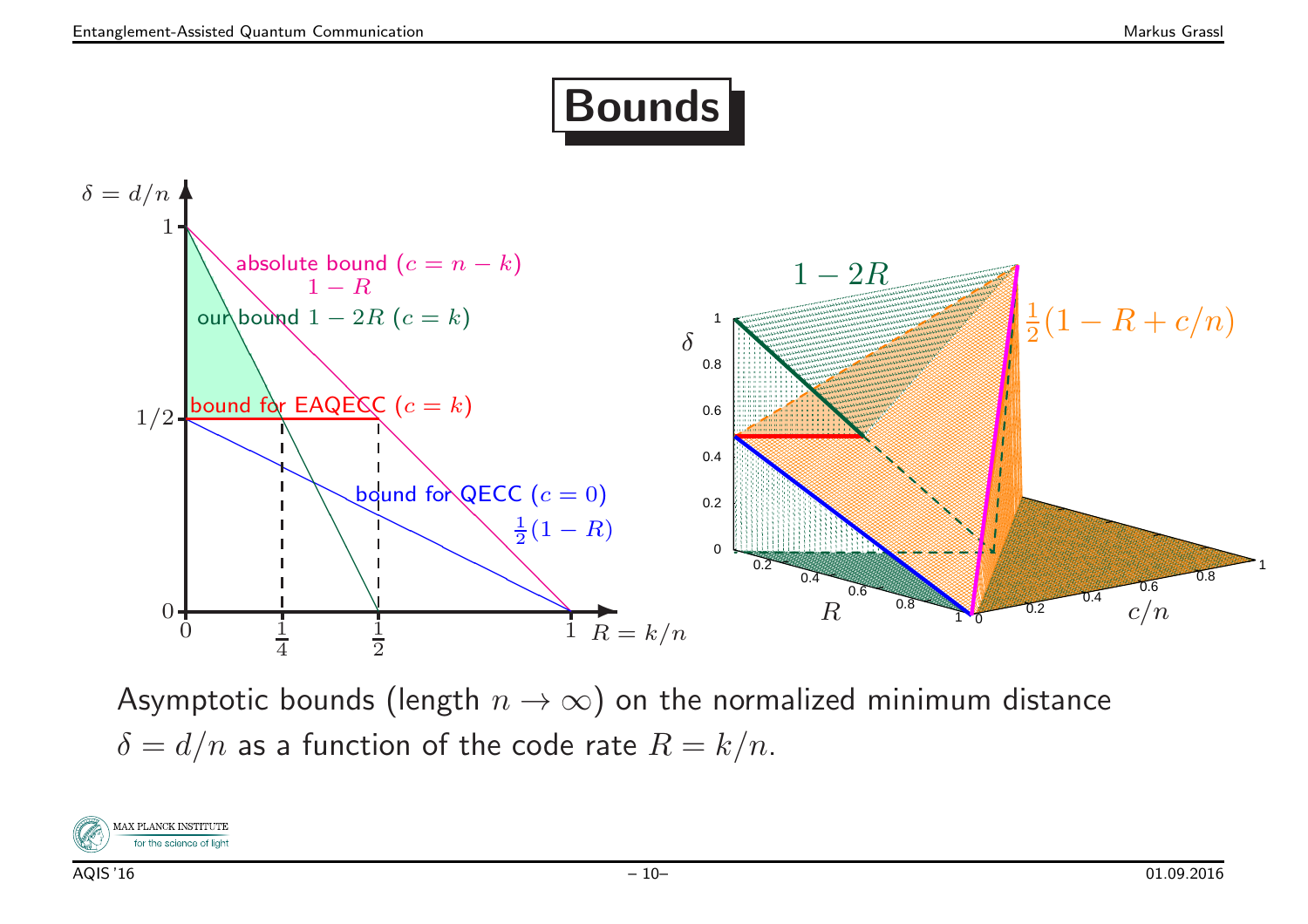# Bounds

Asymptotic bounds (length $n \to \infty$) on the normalized minimum distance $\delta = d/n$ as a function of the code rate $R = k/n$.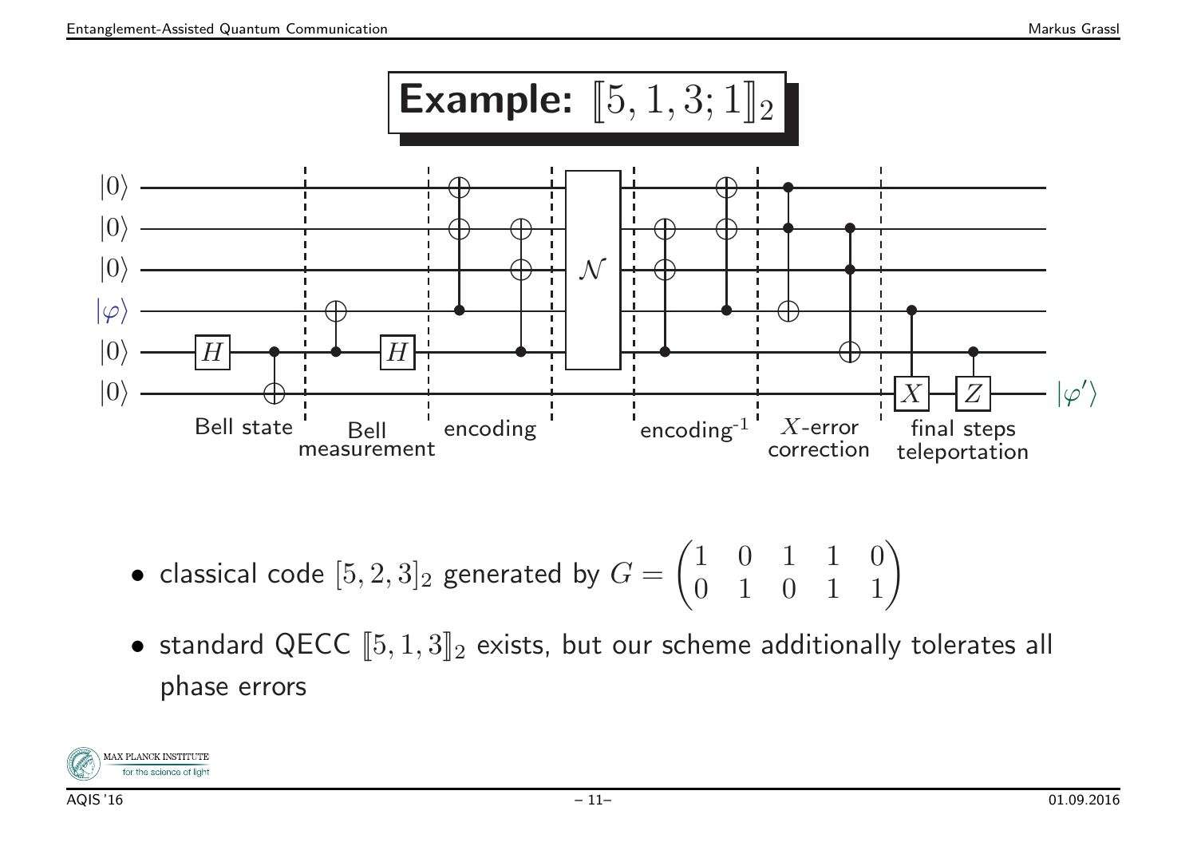# Example: $[\![5,1,3;1]\!]_2$

$|0\rangle$ $|0\rangle$ $|0\rangle$ $|\varphi\rangle$ $|0\rangle$ $|0\rangle$ → $|\varphi'\rangle$

Bell state | Bell measurement | encoding | $\mathcal{N}$ | encoding$^{-1}$ | $X$-error correction | final steps teleportation

- classical code $[5,2,3]_2$ generated by $G = \begin{pmatrix} 1 & 0 & 1 & 1 & 0 \\ 0 & 1 & 0 & 1 & 1 \end{pmatrix}$
- standard QECC $[\![5,1,3]\!]_2$ exists, but our scheme additionally tolerates all phase errors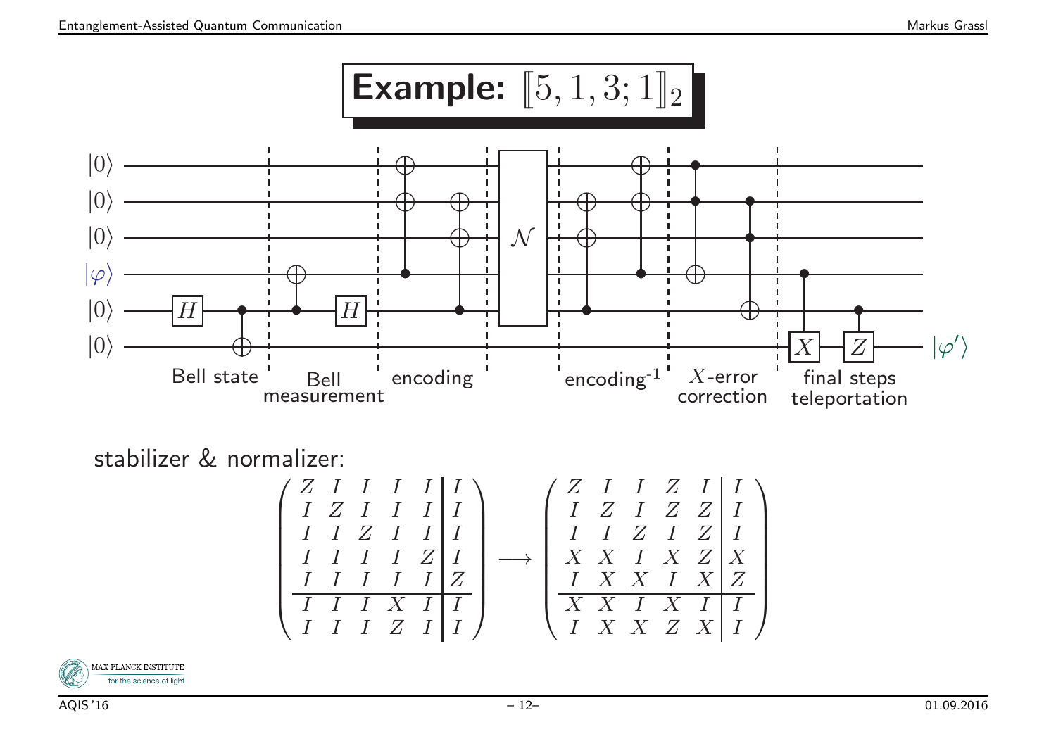# Example: $[\![5, 1, 3; 1]\!]_2$

$|0\rangle$, $|0\rangle$, $|0\rangle$, $|\varphi\rangle$, $|0\rangle$, $|0\rangle$ → $|\varphi'\rangle$

Bell state | Bell measurement | encoding | $\mathcal{N}$ | encoding$^{-1}$ | $X$-error correction | final steps teleportation

stabilizer & normalizer:

$$
\left(\begin{array}{ccccc|c}
Z & I & I & I & I & I \\
I & Z & I & I & I & I \\
I & I & Z & I & I & I \\
I & I & I & I & Z & I \\
I & I & I & I & I & Z \\
\hline
I & I & I & X & I & I \\
I & I & I & Z & I & I
\end{array}\right)
\longrightarrow
\left(\begin{array}{ccccc|c}
Z & I & I & Z & I & I \\
I & Z & I & Z & Z & I \\
I & I & Z & I & Z & I \\
X & X & I & X & Z & X \\
I & X & X & I & X & Z \\
\hline
X & X & I & X & I & I \\
I & X & X & Z & X & I
\end{array}\right)
$$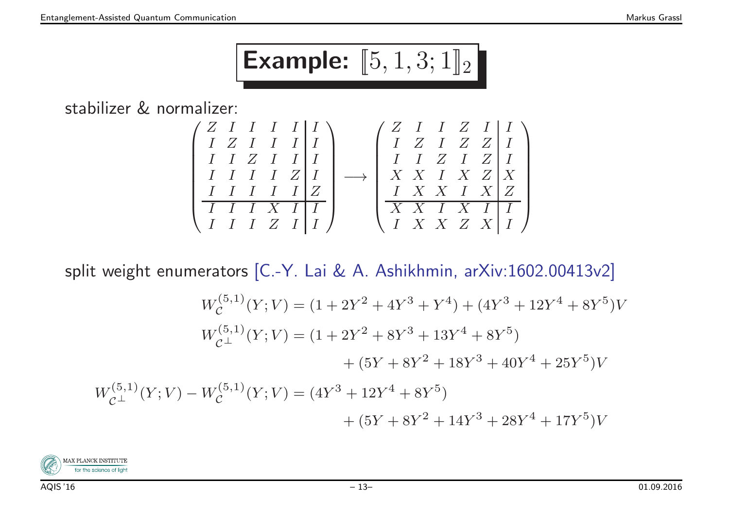# Example: $[\![5,1,3;1]\!]_2$

stabilizer & normalizer:

$$
\left(\begin{array}{ccccc|c}
Z & I & I & I & I & I \\
I & Z & I & I & I & I \\
I & I & Z & I & I & I \\
I & I & I & I & Z & I \\
I & I & I & I & I & Z \\
\hline
I & I & I & X & I & I \\
I & I & I & Z & I & I
\end{array}\right)
\longrightarrow
\left(\begin{array}{ccccc|c}
Z & I & I & Z & I & I \\
I & Z & I & Z & Z & I \\
I & I & Z & I & Z & I \\
X & X & I & X & Z & X \\
I & X & X & I & X & Z \\
\hline
X & X & I & X & I & I \\
I & X & X & Z & X & I
\end{array}\right)
$$

split weight enumerators [C.-Y. Lai & A. Ashikhmin, arXiv:1602.00413v2]

$$
\begin{aligned}
W_{\mathcal{C}}^{(5,1)}(Y;V) &= (1 + 2Y^2 + 4Y^3 + Y^4) + (4Y^3 + 12Y^4 + 8Y^5)V \\
W_{\mathcal{C}^\perp}^{(5,1)}(Y;V) &= (1 + 2Y^2 + 8Y^3 + 13Y^4 + 8Y^5) \\
&\quad + (5Y + 8Y^2 + 18Y^3 + 40Y^4 + 25Y^5)V \\
W_{\mathcal{C}^\perp}^{(5,1)}(Y;V) - W_{\mathcal{C}}^{(5,1)}(Y;V) &= (4Y^3 + 12Y^4 + 8Y^5) \\
&\quad + (5Y + 8Y^2 + 14Y^3 + 28Y^4 + 17Y^5)V
\end{aligned}
$$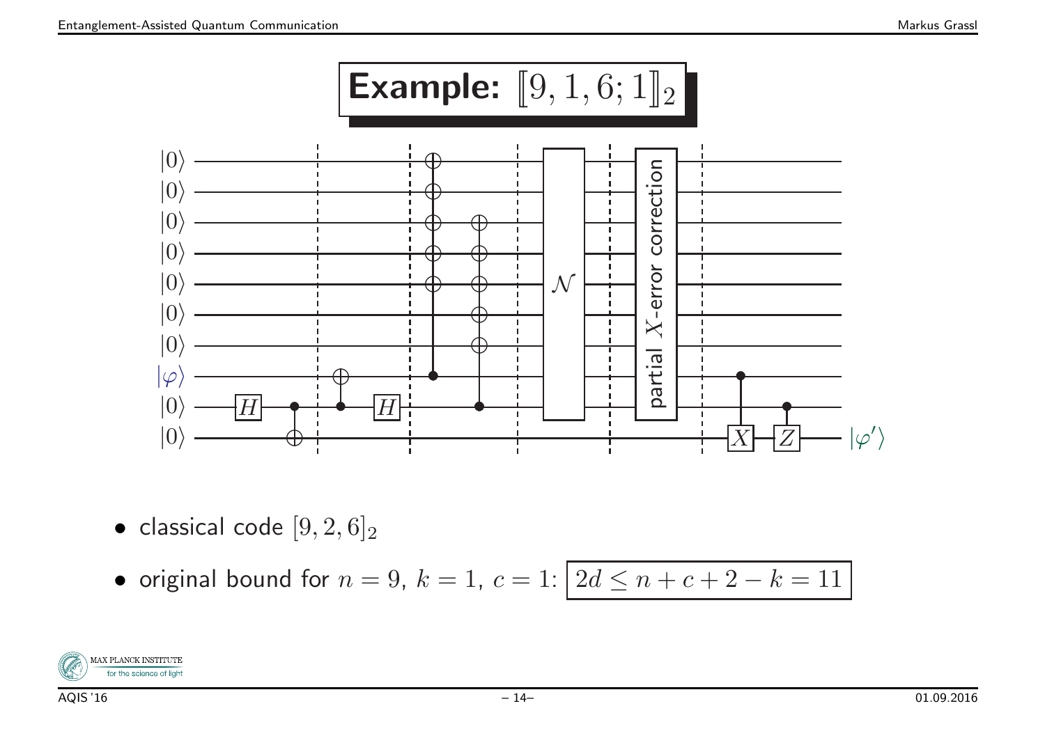# Example: $[\![9, 1, 6; 1]\!]_2$

- classical code $[9, 2, 6]_2$
- original bound for $n = 9$, $k = 1$, $c = 1$: $2d \leq n + c + 2 - k = 11$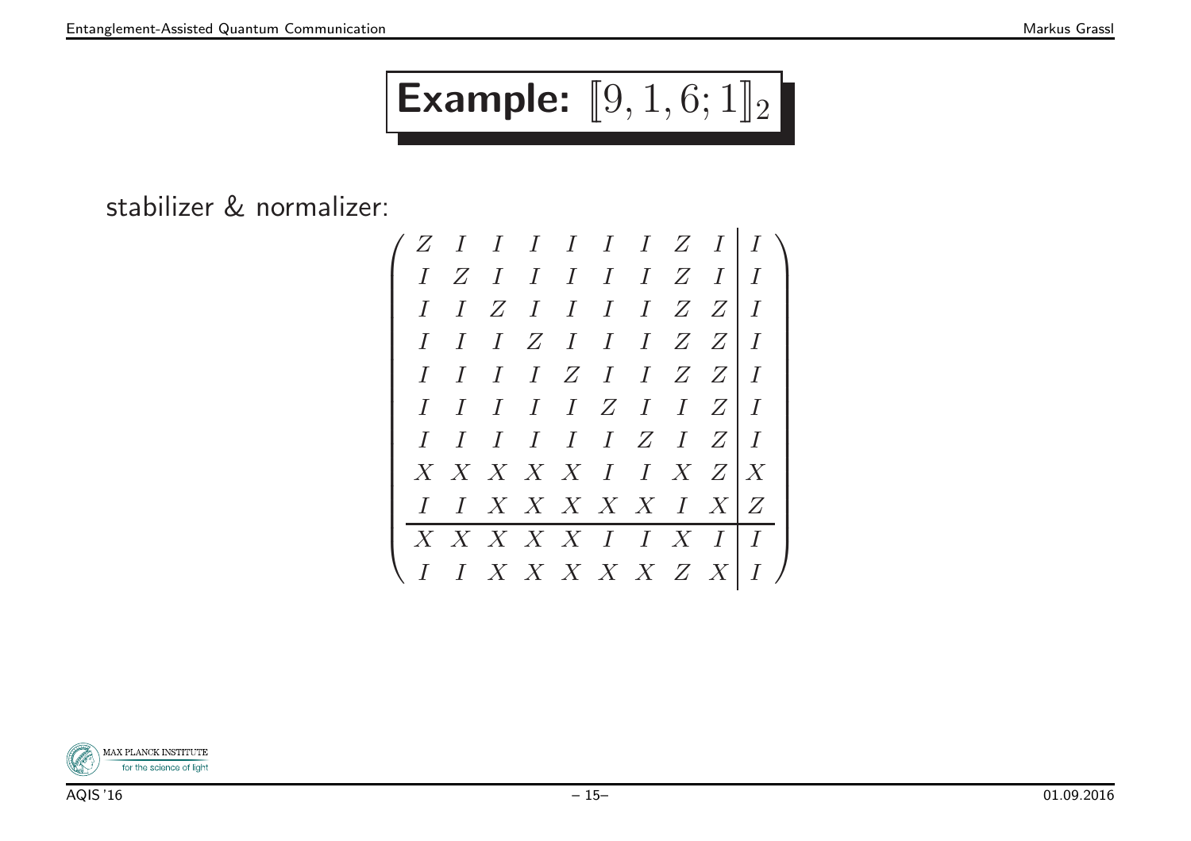# Example: $[\![9,1,6;1]\!]_2$

stabilizer & normalizer:

$$
\left(\begin{array}{ccccccccc|c}
Z & I & I & I & I & I & I & Z & I & I \\
I & Z & I & I & I & I & I & Z & I & I \\
I & I & Z & I & I & I & I & Z & Z & I \\
I & I & I & Z & I & I & I & Z & Z & I \\
I & I & I & I & Z & I & I & Z & Z & I \\
I & I & I & I & I & Z & I & I & Z & I \\
I & I & I & I & I & I & Z & I & Z & I \\
X & X & X & X & X & I & I & X & Z & X \\
I & I & X & X & X & X & X & I & X & Z \\
\hline
X & X & X & X & X & I & I & X & I & I \\
I & I & X & X & X & X & X & Z & X & I
\end{array}\right)
$$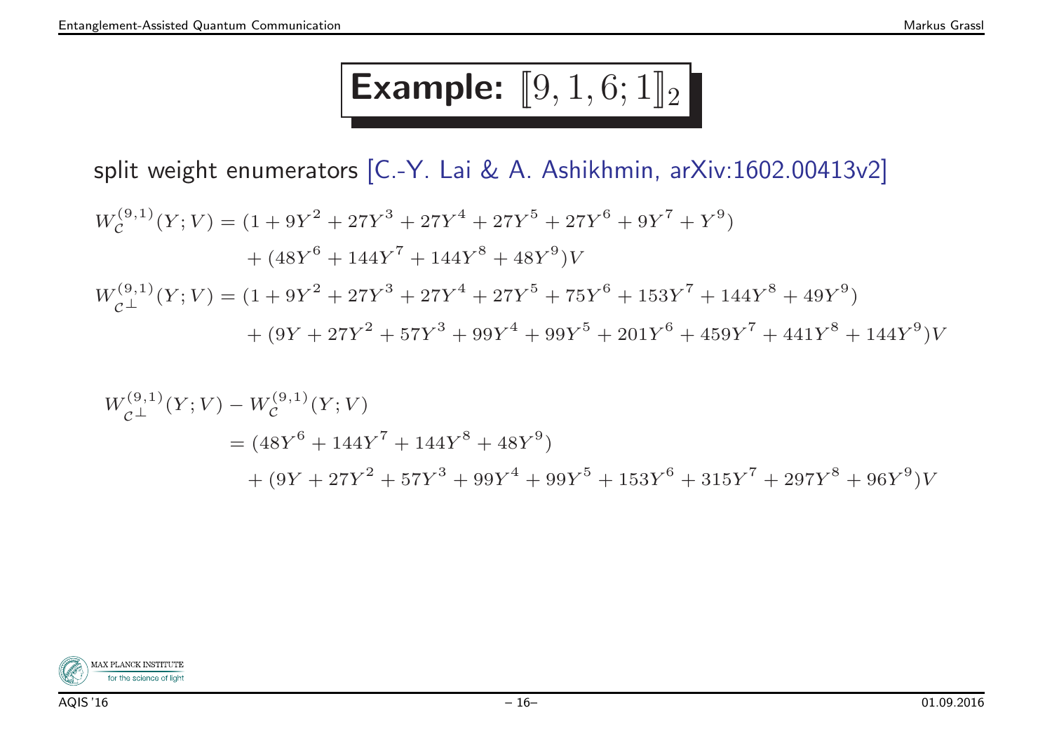# Example: $[\![9,1,6;1]\!]_2$

split weight enumerators [C.-Y. Lai & A. Ashikhmin, arXiv:1602.00413v2]

$$
\begin{aligned}
W_{\mathcal{C}}^{(9,1)}(Y;V) &= (1 + 9Y^2 + 27Y^3 + 27Y^4 + 27Y^5 + 27Y^6 + 9Y^7 + Y^9) \\
&\quad + (48Y^6 + 144Y^7 + 144Y^8 + 48Y^9)V \\
W_{\mathcal{C}^\perp}^{(9,1)}(Y;V) &= (1 + 9Y^2 + 27Y^3 + 27Y^4 + 27Y^5 + 75Y^6 + 153Y^7 + 144Y^8 + 49Y^9) \\
&\quad + (9Y + 27Y^2 + 57Y^3 + 99Y^4 + 99Y^5 + 201Y^6 + 459Y^7 + 441Y^8 + 144Y^9)V
\end{aligned}
$$

$$
\begin{aligned}
W_{\mathcal{C}^\perp}^{(9,1)}(Y;V) &- W_{\mathcal{C}}^{(9,1)}(Y;V) \\
&= (48Y^6 + 144Y^7 + 144Y^8 + 48Y^9) \\
&\quad + (9Y + 27Y^2 + 57Y^3 + 99Y^4 + 99Y^5 + 153Y^6 + 315Y^7 + 297Y^8 + 96Y^9)V
\end{aligned}
$$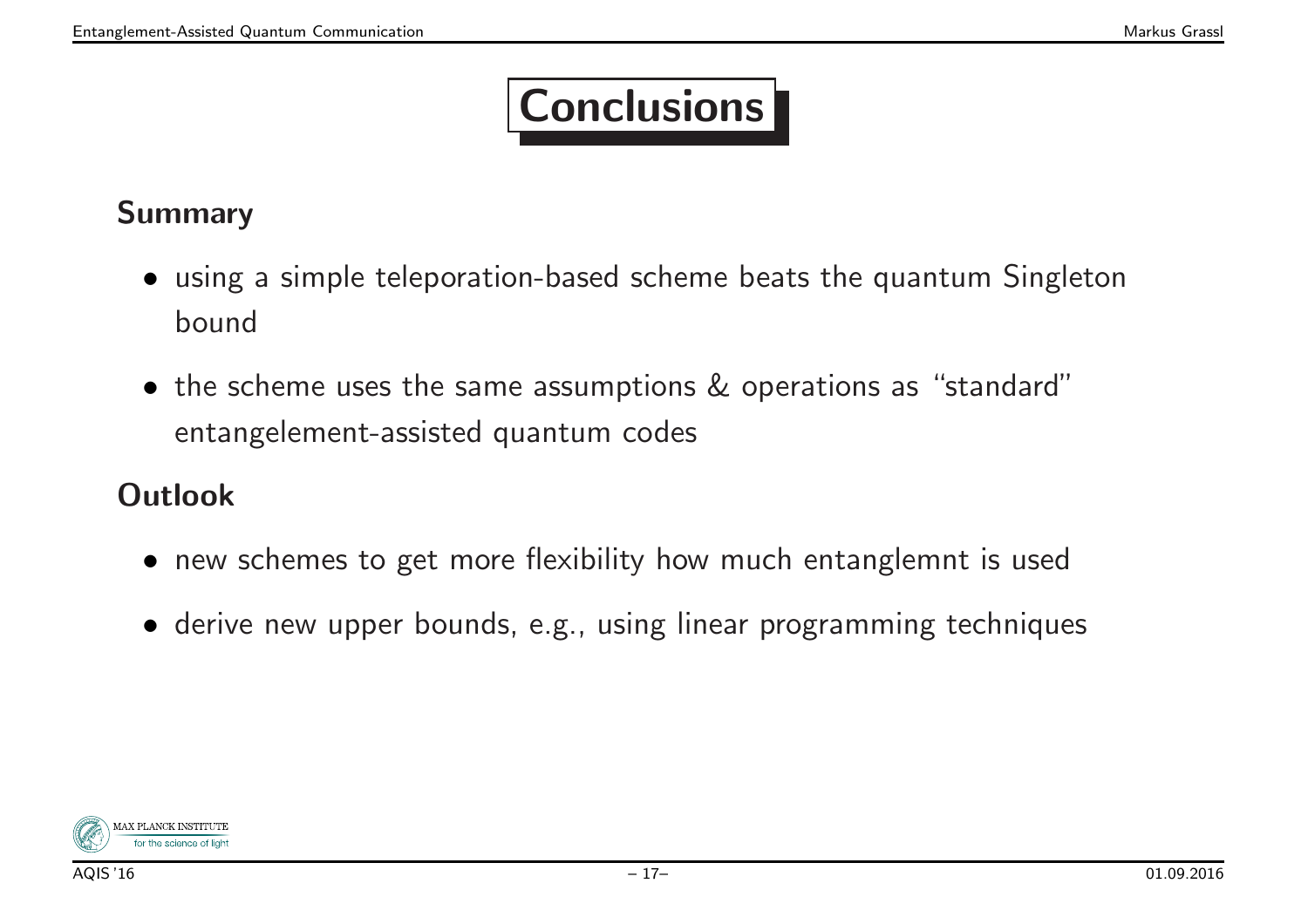# Conclusions

## Summary

- using a simple teleporation-based scheme beats the quantum Singleton bound
- the scheme uses the same assumptions & operations as "standard" entangelement-assisted quantum codes

## Outlook

- new schemes to get more flexibility how much entanglemnt is used
- derive new upper bounds, e.g., using linear programming techniques